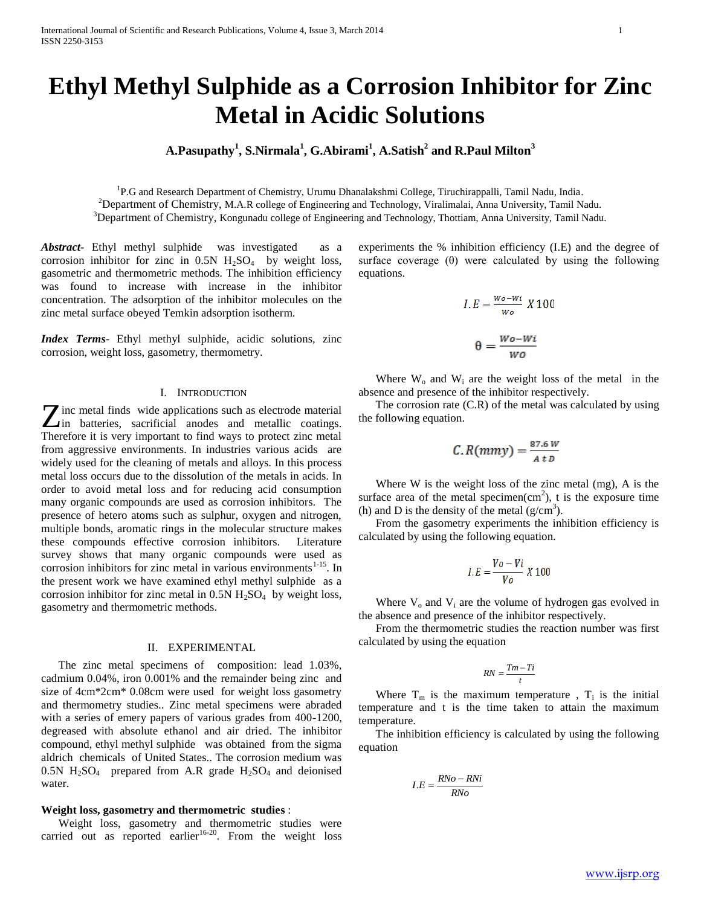# Ethyl Methyl Sulphide as a Corrosion Inhibitor for Zinc Metal in Acidic Solutions

**A.Pasupathy[1], S.Nirmala[1], G.Abirami[1], A.Satish[2] and R.Paul Milton[3]**

[1]P.G and Research Department of Chemistry, Urumu Dhanalakshmi College, Tiruchirappalli, Tamil Nadu, India.
[2]Department of Chemistry, M.A.R college of Engineering and Technology, Viralimalai, Anna University, Tamil Nadu.
[3]Department of Chemistry, Kongunadu college of Engineering and Technology, Thottiam, Anna University, Tamil Nadu.

***Abstract*-** Ethyl methyl sulphide was investigated as a corrosion inhibitor for zinc in 0.5N $H_2SO_4$ by weight loss, gasometric and thermometric methods. The inhibition efficiency was found to increase with increase in the inhibitor concentration. The adsorption of the inhibitor molecules on the zinc metal surface obeyed Temkin adsorption isotherm.

***Index Terms*-** Ethyl methyl sulphide, acidic solutions, zinc corrosion, weight loss, gasometry, thermometry.

## I. Introduction

Zinc metal finds wide applications such as electrode material in batteries, sacrificial anodes and metallic coatings. Therefore it is very important to find ways to protect zinc metal from aggressive environments. In industries various acids are widely used for the cleaning of metals and alloys. In this process metal loss occurs due to the dissolution of the metals in acids. In order to avoid metal loss and for reducing acid consumption many organic compounds are used as corrosion inhibitors. The presence of hetero atoms such as sulphur, oxygen and nitrogen, multiple bonds, aromatic rings in the molecular structure makes these compounds effective corrosion inhibitors. Literature survey shows that many organic compounds were used as corrosion inhibitors for zinc metal in various environments[1-15]. In the present work we have examined ethyl methyl sulphide as a corrosion inhibitor for zinc metal in 0.5N $H_2SO_4$ by weight loss, gasometry and thermometric methods.

## II. Experimental

The zinc metal specimens of composition: lead 1.03%, cadmium 0.04%, iron 0.001% and the remainder being zinc and size of 4cm*2cm* 0.08cm were used for weight loss gasometry and thermometry studies.. Zinc metal specimens were abraded with a series of emery papers of various grades from 400-1200, degreased with absolute ethanol and air dried. The inhibitor compound, ethyl methyl sulphide was obtained from the sigma aldrich chemicals of United States.. The corrosion medium was 0.5N $H_2SO_4$ prepared from A.R grade $H_2SO_4$ and deionised water.

### Weight loss, gasometry and thermometric studies :

Weight loss, gasometry and thermometric studies were carried out as reported earlier[16-20]. From the weight loss experiments the % inhibition efficiency (I.E) and the degree of surface coverage (θ) were calculated by using the following equations.

$$I.E = \frac{W_o - W_i}{W_o} \times 100$$

$$\theta = \frac{W_o - W_i}{W_o}$$

Where $W_o$ and $W_i$ are the weight loss of the metal in the absence and presence of the inhibitor respectively.

The corrosion rate (C.R) of the metal was calculated by using the following equation.

$$C.R(mmy) = \frac{87.6\,W}{A\,t\,D}$$

Where W is the weight loss of the zinc metal (mg), A is the surface area of the metal specimen($cm^2$), t is the exposure time (h) and D is the density of the metal ($g/cm^3$).

From the gasometry experiments the inhibition efficiency is calculated by using the following equation.

$$I.E = \frac{V_o - V_i}{V_o} \times 100$$

Where $V_o$ and $V_i$ are the volume of hydrogen gas evolved in the absence and presence of the inhibitor respectively.

From the thermometric studies the reaction number was first calculated by using the equation

$$RN = \frac{T_m - T_i}{t}$$

Where $T_m$ is the maximum temperature , $T_i$ is the initial temperature and t is the time taken to attain the maximum temperature.

The inhibition efficiency is calculated by using the following equation

$$I.E = \frac{RN_o - RN_i}{RN_o}$$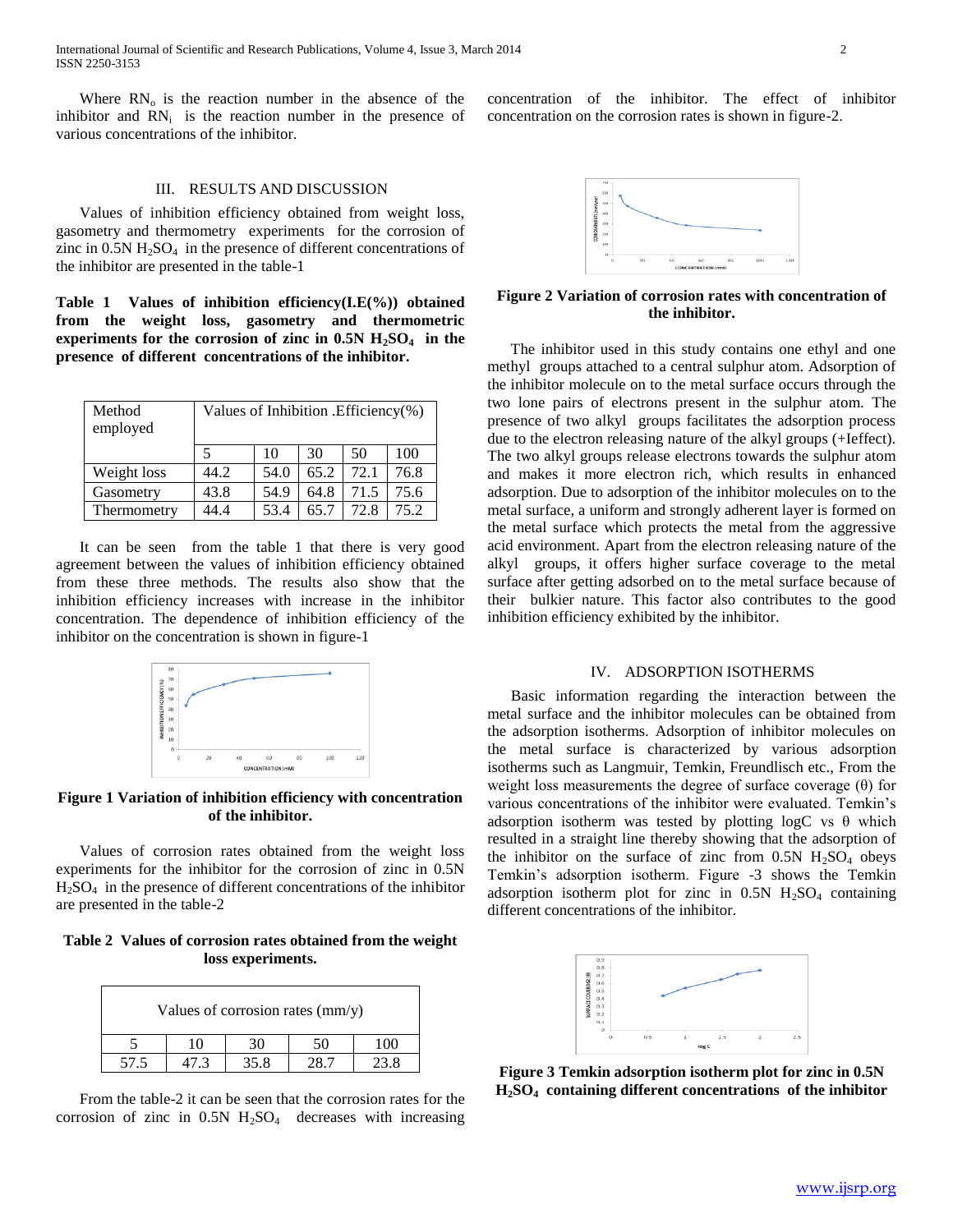Where $RN_o$ is the reaction number in the absence of the inhibitor and $RN_i$ is the reaction number in the presence of various concentrations of the inhibitor.

## III. RESULTS AND DISCUSSION

Values of inhibition efficiency obtained from weight loss, gasometry and thermometry experiments for the corrosion of zinc in 0.5N $H_2SO_4$ in the presence of different concentrations of the inhibitor are presented in the table-1

**Table 1 Values of inhibition efficiency(I.E(%)) obtained from the weight loss, gasometry and thermometric experiments for the corrosion of zinc in 0.5N $H_2SO_4$ in the presence of different concentrations of the inhibitor.**

| Method employed | Values of Inhibition .Efficiency(%) | | | | |
|---|---|---|---|---|---|
| | 5 | 10 | 30 | 50 | 100 |
| Weight loss | 44.2 | 54.0 | 65.2 | 72.1 | 76.8 |
| Gasometry | 43.8 | 54.9 | 64.8 | 71.5 | 75.6 |
| Thermometry | 44.4 | 53.4 | 65.7 | 72.8 | 75.2 |

It can be seen from the table 1 that there is very good agreement between the values of inhibition efficiency obtained from these three methods. The results also show that the inhibition efficiency increases with increase in the inhibitor concentration. The dependence of inhibition efficiency of the inhibitor on the concentration is shown in figure-1

**Figure 1 Variation of inhibition efficiency with concentration of the inhibitor.**

Values of corrosion rates obtained from the weight loss experiments for the inhibitor for the corrosion of zinc in 0.5N $H_2SO_4$ in the presence of different concentrations of the inhibitor are presented in the table-2

**Table 2 Values of corrosion rates obtained from the weight loss experiments.**

| Values of corrosion rates (mm/y) | | | | |
|---|---|---|---|---|
| 5 | 10 | 30 | 50 | 100 |
| 57.5 | 47.3 | 35.8 | 28.7 | 23.8 |

From the table-2 it can be seen that the corrosion rates for the corrosion of zinc in 0.5N $H_2SO_4$ decreases with increasing concentration of the inhibitor. The effect of inhibitor concentration on the corrosion rates is shown in figure-2.

**Figure 2 Variation of corrosion rates with concentration of the inhibitor.**

The inhibitor used in this study contains one ethyl and one methyl groups attached to a central sulphur atom. Adsorption of the inhibitor molecule on to the metal surface occurs through the two lone pairs of electrons present in the sulphur atom. The presence of two alkyl groups facilitates the adsorption process due to the electron releasing nature of the alkyl groups (+Ieffect). The two alkyl groups release electrons towards the sulphur atom and makes it more electron rich, which results in enhanced adsorption. Due to adsorption of the inhibitor molecules on to the metal surface, a uniform and strongly adherent layer is formed on the metal surface which protects the metal from the aggressive acid environment. Apart from the electron releasing nature of the alkyl groups, it offers higher surface coverage to the metal surface after getting adsorbed on to the metal surface because of their bulkier nature. This factor also contributes to the good inhibition efficiency exhibited by the inhibitor.

## IV. ADSORPTION ISOTHERMS

Basic information regarding the interaction between the metal surface and the inhibitor molecules can be obtained from the adsorption isotherms. Adsorption of inhibitor molecules on the metal surface is characterized by various adsorption isotherms such as Langmuir, Temkin, Freundlisch etc., From the weight loss measurements the degree of surface coverage ($\theta$) for various concentrations of the inhibitor were evaluated. Temkin's adsorption isotherm was tested by plotting logC vs $\theta$ which resulted in a straight line thereby showing that the adsorption of the inhibitor on the surface of zinc from 0.5N $H_2SO_4$ obeys Temkin's adsorption isotherm. Figure -3 shows the Temkin adsorption isotherm plot for zinc in 0.5N $H_2SO_4$ containing different concentrations of the inhibitor.

**Figure 3 Temkin adsorption isotherm plot for zinc in 0.5N $H_2SO_4$ containing different concentrations of the inhibitor**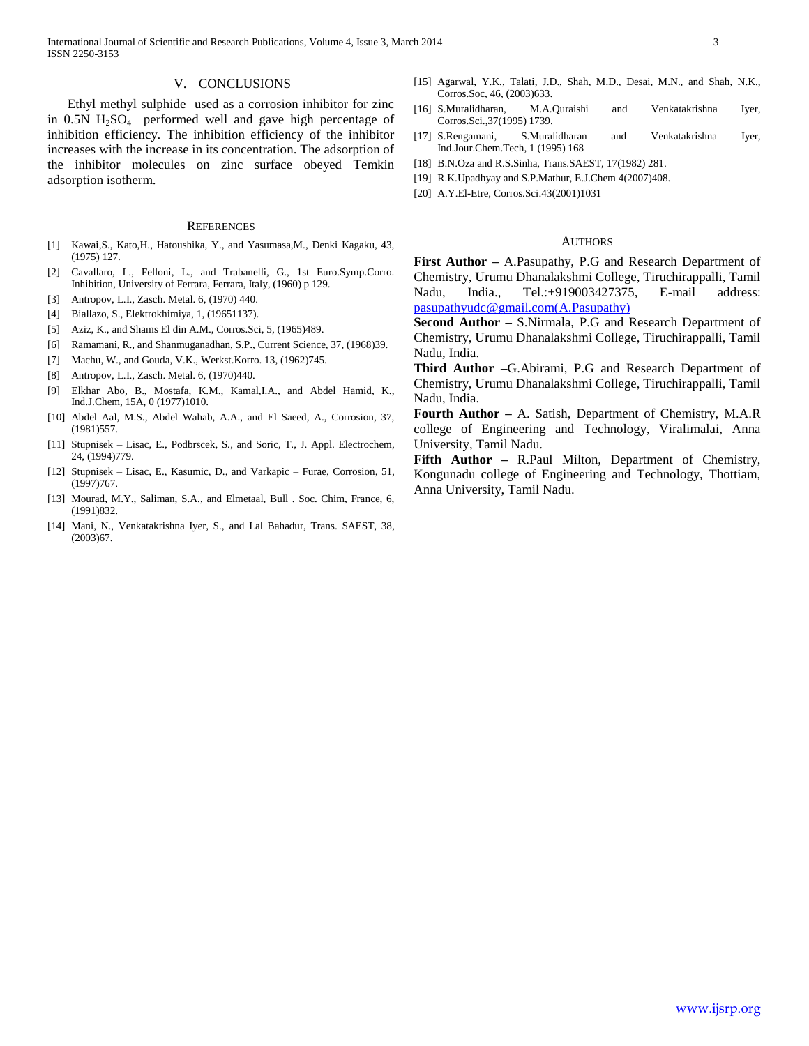## V. CONCLUSIONS

Ethyl methyl sulphide used as a corrosion inhibitor for zinc in 0.5N $H_2SO_4$ performed well and gave high percentage of inhibition efficiency. The inhibition efficiency of the inhibitor increases with the increase in its concentration. The adsorption of the inhibitor molecules on zinc surface obeyed Temkin adsorption isotherm.

## REFERENCES

[1] Kawai,S., Kato,H., Hatoushika, Y., and Yasumasa,M., Denki Kagaku, 43, (1975) 127.

[2] Cavallaro, L., Felloni, L., and Trabanelli, G., 1st Euro.Symp.Corro. Inhibition, University of Ferrara, Ferrara, Italy, (1960) p 129.

[3] Antropov, L.I., Zasch. Metal. 6, (1970) 440.

[4] Biallazo, S., Elektrokhimiya, 1, (19651137).

[5] Aziz, K., and Shams El din A.M., Corros.Sci, 5, (1965)489.

[6] Ramamani, R., and Shanmuganadhan, S.P., Current Science, 37, (1968)39.

[7] Machu, W., and Gouda, V.K., Werkst.Korro. 13, (1962)745.

[8] Antropov, L.I., Zasch. Metal. 6, (1970)440.

[9] Elkhar Abo, B., Mostafa, K.M., Kamal,I.A., and Abdel Hamid, K., Ind.J.Chem, 15A, 0 (1977)1010.

[10] Abdel Aal, M.S., Abdel Wahab, A.A., and El Saeed, A., Corrosion, 37, (1981)557.

[11] Stupnisek – Lisac, E., Podbrscek, S., and Soric, T., J. Appl. Electrochem, 24, (1994)779.

[12] Stupnisek – Lisac, E., Kasumic, D., and Varkapic – Furae, Corrosion, 51, (1997)767.

[13] Mourad, M.Y., Saliman, S.A., and Elmetaal, Bull . Soc. Chim, France, 6, (1991)832.

[14] Mani, N., Venkatakrishna Iyer, S., and Lal Bahadur, Trans. SAEST, 38, (2003)67.

[15] Agarwal, Y.K., Talati, J.D., Shah, M.D., Desai, M.N., and Shah, N.K., Corros.Soc, 46, (2003)633.

[16] S.Muralidharan, M.A.Quraishi and Venkatakrishna Iyer, Corros.Sci.,37(1995) 1739.

[17] S.Rengamani, S.Muralidharan and Venkatakrishna Iyer, Ind.Jour.Chem.Tech, 1 (1995) 168

[18] B.N.Oza and R.S.Sinha, Trans.SAEST, 17(1982) 281.

[19] R.K.Upadhyay and S.P.Mathur, E.J.Chem 4(2007)408.

[20] A.Y.El-Etre, Corros.Sci.43(2001)1031

## AUTHORS

**First Author** – A.Pasupathy, P.G and Research Department of Chemistry, Urumu Dhanalakshmi College, Tiruchirappalli, Tamil Nadu, India., Tel.:+919003427375, E-mail address: pasupathyudc@gmail.com(A.Pasupathy)

**Second Author** – S.Nirmala, P.G and Research Department of Chemistry, Urumu Dhanalakshmi College, Tiruchirappalli, Tamil Nadu, India.

**Third Author** –G.Abirami, P.G and Research Department of Chemistry, Urumu Dhanalakshmi College, Tiruchirappalli, Tamil Nadu, India.

**Fourth Author** – A. Satish, Department of Chemistry, M.A.R college of Engineering and Technology, Viralimalai, Anna University, Tamil Nadu.

**Fifth Author** – R.Paul Milton, Department of Chemistry, Kongunadu college of Engineering and Technology, Thottiam, Anna University, Tamil Nadu.